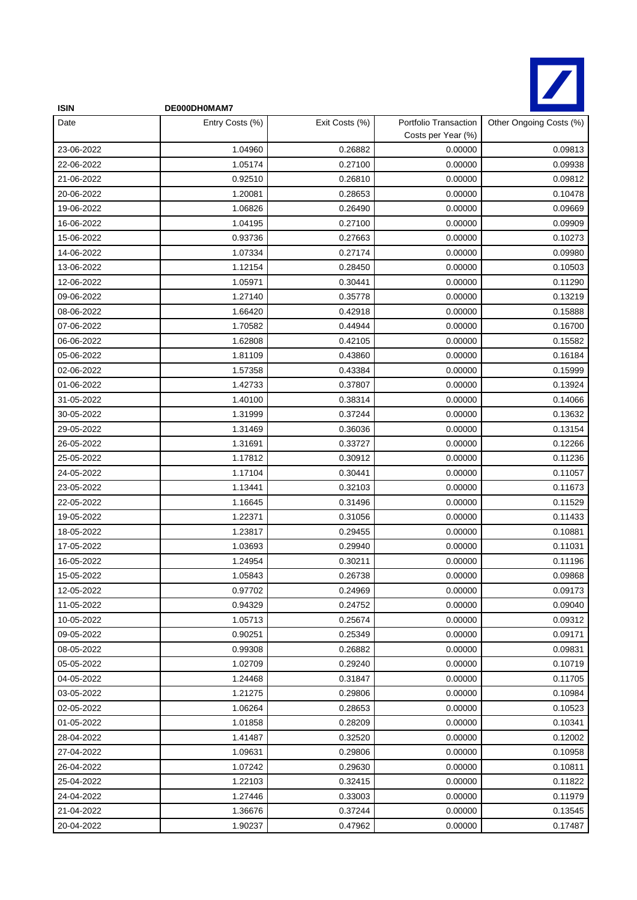**ISIN** DE000DH0MAM7

| Date | Entry Costs (%) | Exit Costs (%) | Portfolio Transaction Costs per Year (%) | Other Ongoing Costs (%) |
|---|---|---|---|---|
| 23-06-2022 | 1.04960 | 0.26882 | 0.00000 | 0.09813 |
| 22-06-2022 | 1.05174 | 0.27100 | 0.00000 | 0.09938 |
| 21-06-2022 | 0.92510 | 0.26810 | 0.00000 | 0.09812 |
| 20-06-2022 | 1.20081 | 0.28653 | 0.00000 | 0.10478 |
| 19-06-2022 | 1.06826 | 0.26490 | 0.00000 | 0.09669 |
| 16-06-2022 | 1.04195 | 0.27100 | 0.00000 | 0.09909 |
| 15-06-2022 | 0.93736 | 0.27663 | 0.00000 | 0.10273 |
| 14-06-2022 | 1.07334 | 0.27174 | 0.00000 | 0.09980 |
| 13-06-2022 | 1.12154 | 0.28450 | 0.00000 | 0.10503 |
| 12-06-2022 | 1.05971 | 0.30441 | 0.00000 | 0.11290 |
| 09-06-2022 | 1.27140 | 0.35778 | 0.00000 | 0.13219 |
| 08-06-2022 | 1.66420 | 0.42918 | 0.00000 | 0.15888 |
| 07-06-2022 | 1.70582 | 0.44944 | 0.00000 | 0.16700 |
| 06-06-2022 | 1.62808 | 0.42105 | 0.00000 | 0.15582 |
| 05-06-2022 | 1.81109 | 0.43860 | 0.00000 | 0.16184 |
| 02-06-2022 | 1.57358 | 0.43384 | 0.00000 | 0.15999 |
| 01-06-2022 | 1.42733 | 0.37807 | 0.00000 | 0.13924 |
| 31-05-2022 | 1.40100 | 0.38314 | 0.00000 | 0.14066 |
| 30-05-2022 | 1.31999 | 0.37244 | 0.00000 | 0.13632 |
| 29-05-2022 | 1.31469 | 0.36036 | 0.00000 | 0.13154 |
| 26-05-2022 | 1.31691 | 0.33727 | 0.00000 | 0.12266 |
| 25-05-2022 | 1.17812 | 0.30912 | 0.00000 | 0.11236 |
| 24-05-2022 | 1.17104 | 0.30441 | 0.00000 | 0.11057 |
| 23-05-2022 | 1.13441 | 0.32103 | 0.00000 | 0.11673 |
| 22-05-2022 | 1.16645 | 0.31496 | 0.00000 | 0.11529 |
| 19-05-2022 | 1.22371 | 0.31056 | 0.00000 | 0.11433 |
| 18-05-2022 | 1.23817 | 0.29455 | 0.00000 | 0.10881 |
| 17-05-2022 | 1.03693 | 0.29940 | 0.00000 | 0.11031 |
| 16-05-2022 | 1.24954 | 0.30211 | 0.00000 | 0.11196 |
| 15-05-2022 | 1.05843 | 0.26738 | 0.00000 | 0.09868 |
| 12-05-2022 | 0.97702 | 0.24969 | 0.00000 | 0.09173 |
| 11-05-2022 | 0.94329 | 0.24752 | 0.00000 | 0.09040 |
| 10-05-2022 | 1.05713 | 0.25674 | 0.00000 | 0.09312 |
| 09-05-2022 | 0.90251 | 0.25349 | 0.00000 | 0.09171 |
| 08-05-2022 | 0.99308 | 0.26882 | 0.00000 | 0.09831 |
| 05-05-2022 | 1.02709 | 0.29240 | 0.00000 | 0.10719 |
| 04-05-2022 | 1.24468 | 0.31847 | 0.00000 | 0.11705 |
| 03-05-2022 | 1.21275 | 0.29806 | 0.00000 | 0.10984 |
| 02-05-2022 | 1.06264 | 0.28653 | 0.00000 | 0.10523 |
| 01-05-2022 | 1.01858 | 0.28209 | 0.00000 | 0.10341 |
| 28-04-2022 | 1.41487 | 0.32520 | 0.00000 | 0.12002 |
| 27-04-2022 | 1.09631 | 0.29806 | 0.00000 | 0.10958 |
| 26-04-2022 | 1.07242 | 0.29630 | 0.00000 | 0.10811 |
| 25-04-2022 | 1.22103 | 0.32415 | 0.00000 | 0.11822 |
| 24-04-2022 | 1.27446 | 0.33003 | 0.00000 | 0.11979 |
| 21-04-2022 | 1.36676 | 0.37244 | 0.00000 | 0.13545 |
| 20-04-2022 | 1.90237 | 0.47962 | 0.00000 | 0.17487 |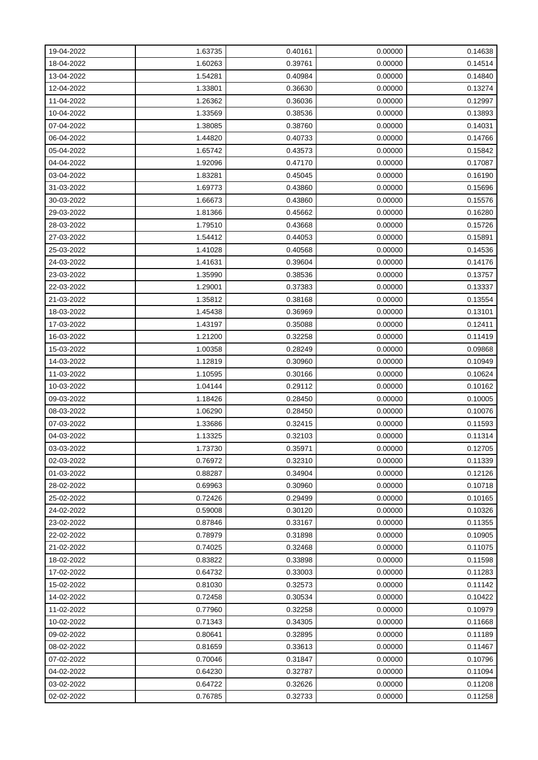| | | | | |
|---|---|---|---|---|
| 19-04-2022 | 1.63735 | 0.40161 | 0.00000 | 0.14638 |
| 18-04-2022 | 1.60263 | 0.39761 | 0.00000 | 0.14514 |
| 13-04-2022 | 1.54281 | 0.40984 | 0.00000 | 0.14840 |
| 12-04-2022 | 1.33801 | 0.36630 | 0.00000 | 0.13274 |
| 11-04-2022 | 1.26362 | 0.36036 | 0.00000 | 0.12997 |
| 10-04-2022 | 1.33569 | 0.38536 | 0.00000 | 0.13893 |
| 07-04-2022 | 1.38085 | 0.38760 | 0.00000 | 0.14031 |
| 06-04-2022 | 1.44820 | 0.40733 | 0.00000 | 0.14766 |
| 05-04-2022 | 1.65742 | 0.43573 | 0.00000 | 0.15842 |
| 04-04-2022 | 1.92096 | 0.47170 | 0.00000 | 0.17087 |
| 03-04-2022 | 1.83281 | 0.45045 | 0.00000 | 0.16190 |
| 31-03-2022 | 1.69773 | 0.43860 | 0.00000 | 0.15696 |
| 30-03-2022 | 1.66673 | 0.43860 | 0.00000 | 0.15576 |
| 29-03-2022 | 1.81366 | 0.45662 | 0.00000 | 0.16280 |
| 28-03-2022 | 1.79510 | 0.43668 | 0.00000 | 0.15726 |
| 27-03-2022 | 1.54412 | 0.44053 | 0.00000 | 0.15891 |
| 25-03-2022 | 1.41028 | 0.40568 | 0.00000 | 0.14536 |
| 24-03-2022 | 1.41631 | 0.39604 | 0.00000 | 0.14176 |
| 23-03-2022 | 1.35990 | 0.38536 | 0.00000 | 0.13757 |
| 22-03-2022 | 1.29001 | 0.37383 | 0.00000 | 0.13337 |
| 21-03-2022 | 1.35812 | 0.38168 | 0.00000 | 0.13554 |
| 18-03-2022 | 1.45438 | 0.36969 | 0.00000 | 0.13101 |
| 17-03-2022 | 1.43197 | 0.35088 | 0.00000 | 0.12411 |
| 16-03-2022 | 1.21200 | 0.32258 | 0.00000 | 0.11419 |
| 15-03-2022 | 1.00358 | 0.28249 | 0.00000 | 0.09868 |
| 14-03-2022 | 1.12819 | 0.30960 | 0.00000 | 0.10949 |
| 11-03-2022 | 1.10595 | 0.30166 | 0.00000 | 0.10624 |
| 10-03-2022 | 1.04144 | 0.29112 | 0.00000 | 0.10162 |
| 09-03-2022 | 1.18426 | 0.28450 | 0.00000 | 0.10005 |
| 08-03-2022 | 1.06290 | 0.28450 | 0.00000 | 0.10076 |
| 07-03-2022 | 1.33686 | 0.32415 | 0.00000 | 0.11593 |
| 04-03-2022 | 1.13325 | 0.32103 | 0.00000 | 0.11314 |
| 03-03-2022 | 1.73730 | 0.35971 | 0.00000 | 0.12705 |
| 02-03-2022 | 0.76972 | 0.32310 | 0.00000 | 0.11339 |
| 01-03-2022 | 0.88287 | 0.34904 | 0.00000 | 0.12126 |
| 28-02-2022 | 0.69963 | 0.30960 | 0.00000 | 0.10718 |
| 25-02-2022 | 0.72426 | 0.29499 | 0.00000 | 0.10165 |
| 24-02-2022 | 0.59008 | 0.30120 | 0.00000 | 0.10326 |
| 23-02-2022 | 0.87846 | 0.33167 | 0.00000 | 0.11355 |
| 22-02-2022 | 0.78979 | 0.31898 | 0.00000 | 0.10905 |
| 21-02-2022 | 0.74025 | 0.32468 | 0.00000 | 0.11075 |
| 18-02-2022 | 0.83822 | 0.33898 | 0.00000 | 0.11598 |
| 17-02-2022 | 0.64732 | 0.33003 | 0.00000 | 0.11283 |
| 15-02-2022 | 0.81030 | 0.32573 | 0.00000 | 0.11142 |
| 14-02-2022 | 0.72458 | 0.30534 | 0.00000 | 0.10422 |
| 11-02-2022 | 0.77960 | 0.32258 | 0.00000 | 0.10979 |
| 10-02-2022 | 0.71343 | 0.34305 | 0.00000 | 0.11668 |
| 09-02-2022 | 0.80641 | 0.32895 | 0.00000 | 0.11189 |
| 08-02-2022 | 0.81659 | 0.33613 | 0.00000 | 0.11467 |
| 07-02-2022 | 0.70046 | 0.31847 | 0.00000 | 0.10796 |
| 04-02-2022 | 0.64230 | 0.32787 | 0.00000 | 0.11094 |
| 03-02-2022 | 0.64722 | 0.32626 | 0.00000 | 0.11208 |
| 02-02-2022 | 0.76785 | 0.32733 | 0.00000 | 0.11258 |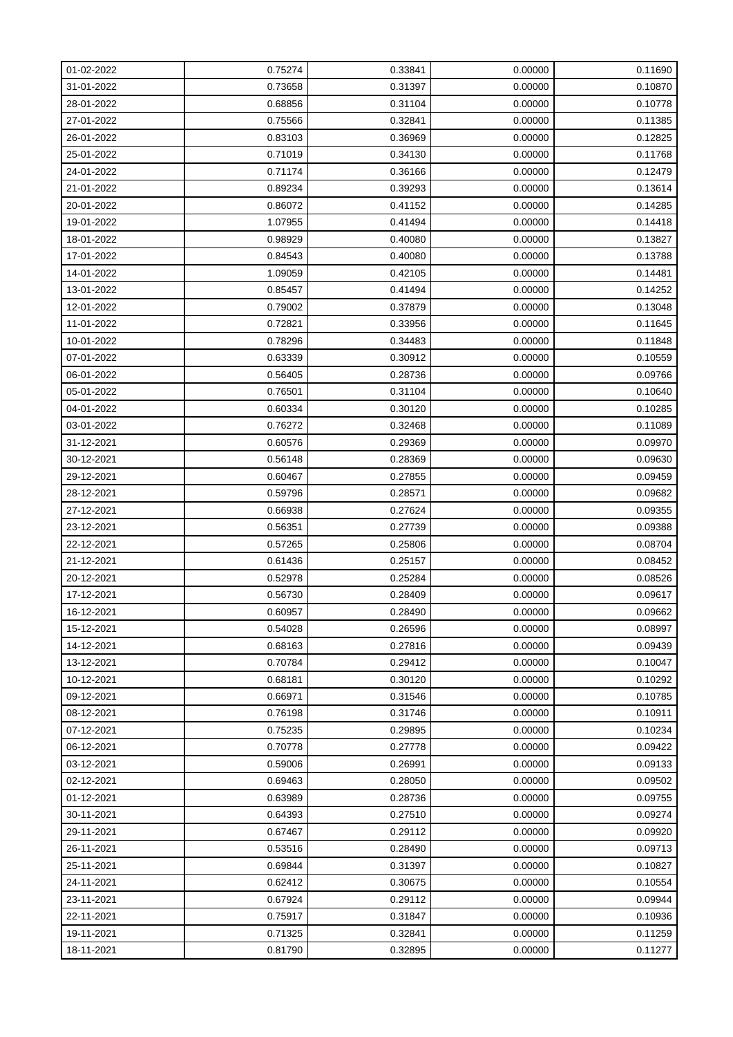| 01-02-2022 | 0.75274 | 0.33841 | 0.00000 | 0.11690 |
|---|---|---|---|---|
| 31-01-2022 | 0.73658 | 0.31397 | 0.00000 | 0.10870 |
| 28-01-2022 | 0.68856 | 0.31104 | 0.00000 | 0.10778 |
| 27-01-2022 | 0.75566 | 0.32841 | 0.00000 | 0.11385 |
| 26-01-2022 | 0.83103 | 0.36969 | 0.00000 | 0.12825 |
| 25-01-2022 | 0.71019 | 0.34130 | 0.00000 | 0.11768 |
| 24-01-2022 | 0.71174 | 0.36166 | 0.00000 | 0.12479 |
| 21-01-2022 | 0.89234 | 0.39293 | 0.00000 | 0.13614 |
| 20-01-2022 | 0.86072 | 0.41152 | 0.00000 | 0.14285 |
| 19-01-2022 | 1.07955 | 0.41494 | 0.00000 | 0.14418 |
| 18-01-2022 | 0.98929 | 0.40080 | 0.00000 | 0.13827 |
| 17-01-2022 | 0.84543 | 0.40080 | 0.00000 | 0.13788 |
| 14-01-2022 | 1.09059 | 0.42105 | 0.00000 | 0.14481 |
| 13-01-2022 | 0.85457 | 0.41494 | 0.00000 | 0.14252 |
| 12-01-2022 | 0.79002 | 0.37879 | 0.00000 | 0.13048 |
| 11-01-2022 | 0.72821 | 0.33956 | 0.00000 | 0.11645 |
| 10-01-2022 | 0.78296 | 0.34483 | 0.00000 | 0.11848 |
| 07-01-2022 | 0.63339 | 0.30912 | 0.00000 | 0.10559 |
| 06-01-2022 | 0.56405 | 0.28736 | 0.00000 | 0.09766 |
| 05-01-2022 | 0.76501 | 0.31104 | 0.00000 | 0.10640 |
| 04-01-2022 | 0.60334 | 0.30120 | 0.00000 | 0.10285 |
| 03-01-2022 | 0.76272 | 0.32468 | 0.00000 | 0.11089 |
| 31-12-2021 | 0.60576 | 0.29369 | 0.00000 | 0.09970 |
| 30-12-2021 | 0.56148 | 0.28369 | 0.00000 | 0.09630 |
| 29-12-2021 | 0.60467 | 0.27855 | 0.00000 | 0.09459 |
| 28-12-2021 | 0.59796 | 0.28571 | 0.00000 | 0.09682 |
| 27-12-2021 | 0.66938 | 0.27624 | 0.00000 | 0.09355 |
| 23-12-2021 | 0.56351 | 0.27739 | 0.00000 | 0.09388 |
| 22-12-2021 | 0.57265 | 0.25806 | 0.00000 | 0.08704 |
| 21-12-2021 | 0.61436 | 0.25157 | 0.00000 | 0.08452 |
| 20-12-2021 | 0.52978 | 0.25284 | 0.00000 | 0.08526 |
| 17-12-2021 | 0.56730 | 0.28409 | 0.00000 | 0.09617 |
| 16-12-2021 | 0.60957 | 0.28490 | 0.00000 | 0.09662 |
| 15-12-2021 | 0.54028 | 0.26596 | 0.00000 | 0.08997 |
| 14-12-2021 | 0.68163 | 0.27816 | 0.00000 | 0.09439 |
| 13-12-2021 | 0.70784 | 0.29412 | 0.00000 | 0.10047 |
| 10-12-2021 | 0.68181 | 0.30120 | 0.00000 | 0.10292 |
| 09-12-2021 | 0.66971 | 0.31546 | 0.00000 | 0.10785 |
| 08-12-2021 | 0.76198 | 0.31746 | 0.00000 | 0.10911 |
| 07-12-2021 | 0.75235 | 0.29895 | 0.00000 | 0.10234 |
| 06-12-2021 | 0.70778 | 0.27778 | 0.00000 | 0.09422 |
| 03-12-2021 | 0.59006 | 0.26991 | 0.00000 | 0.09133 |
| 02-12-2021 | 0.69463 | 0.28050 | 0.00000 | 0.09502 |
| 01-12-2021 | 0.63989 | 0.28736 | 0.00000 | 0.09755 |
| 30-11-2021 | 0.64393 | 0.27510 | 0.00000 | 0.09274 |
| 29-11-2021 | 0.67467 | 0.29112 | 0.00000 | 0.09920 |
| 26-11-2021 | 0.53516 | 0.28490 | 0.00000 | 0.09713 |
| 25-11-2021 | 0.69844 | 0.31397 | 0.00000 | 0.10827 |
| 24-11-2021 | 0.62412 | 0.30675 | 0.00000 | 0.10554 |
| 23-11-2021 | 0.67924 | 0.29112 | 0.00000 | 0.09944 |
| 22-11-2021 | 0.75917 | 0.31847 | 0.00000 | 0.10936 |
| 19-11-2021 | 0.71325 | 0.32841 | 0.00000 | 0.11259 |
| 18-11-2021 | 0.81790 | 0.32895 | 0.00000 | 0.11277 |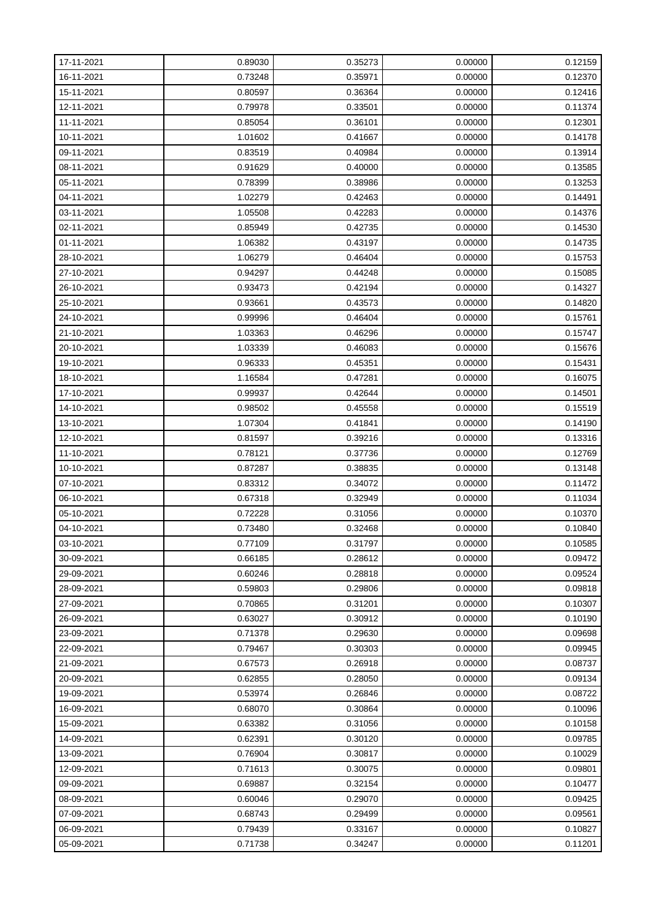| | | | | |
|---|---|---|---|---|
| 17-11-2021 | 0.89030 | 0.35273 | 0.00000 | 0.12159 |
| 16-11-2021 | 0.73248 | 0.35971 | 0.00000 | 0.12370 |
| 15-11-2021 | 0.80597 | 0.36364 | 0.00000 | 0.12416 |
| 12-11-2021 | 0.79978 | 0.33501 | 0.00000 | 0.11374 |
| 11-11-2021 | 0.85054 | 0.36101 | 0.00000 | 0.12301 |
| 10-11-2021 | 1.01602 | 0.41667 | 0.00000 | 0.14178 |
| 09-11-2021 | 0.83519 | 0.40984 | 0.00000 | 0.13914 |
| 08-11-2021 | 0.91629 | 0.40000 | 0.00000 | 0.13585 |
| 05-11-2021 | 0.78399 | 0.38986 | 0.00000 | 0.13253 |
| 04-11-2021 | 1.02279 | 0.42463 | 0.00000 | 0.14491 |
| 03-11-2021 | 1.05508 | 0.42283 | 0.00000 | 0.14376 |
| 02-11-2021 | 0.85949 | 0.42735 | 0.00000 | 0.14530 |
| 01-11-2021 | 1.06382 | 0.43197 | 0.00000 | 0.14735 |
| 28-10-2021 | 1.06279 | 0.46404 | 0.00000 | 0.15753 |
| 27-10-2021 | 0.94297 | 0.44248 | 0.00000 | 0.15085 |
| 26-10-2021 | 0.93473 | 0.42194 | 0.00000 | 0.14327 |
| 25-10-2021 | 0.93661 | 0.43573 | 0.00000 | 0.14820 |
| 24-10-2021 | 0.99996 | 0.46404 | 0.00000 | 0.15761 |
| 21-10-2021 | 1.03363 | 0.46296 | 0.00000 | 0.15747 |
| 20-10-2021 | 1.03339 | 0.46083 | 0.00000 | 0.15676 |
| 19-10-2021 | 0.96333 | 0.45351 | 0.00000 | 0.15431 |
| 18-10-2021 | 1.16584 | 0.47281 | 0.00000 | 0.16075 |
| 17-10-2021 | 0.99937 | 0.42644 | 0.00000 | 0.14501 |
| 14-10-2021 | 0.98502 | 0.45558 | 0.00000 | 0.15519 |
| 13-10-2021 | 1.07304 | 0.41841 | 0.00000 | 0.14190 |
| 12-10-2021 | 0.81597 | 0.39216 | 0.00000 | 0.13316 |
| 11-10-2021 | 0.78121 | 0.37736 | 0.00000 | 0.12769 |
| 10-10-2021 | 0.87287 | 0.38835 | 0.00000 | 0.13148 |
| 07-10-2021 | 0.83312 | 0.34072 | 0.00000 | 0.11472 |
| 06-10-2021 | 0.67318 | 0.32949 | 0.00000 | 0.11034 |
| 05-10-2021 | 0.72228 | 0.31056 | 0.00000 | 0.10370 |
| 04-10-2021 | 0.73480 | 0.32468 | 0.00000 | 0.10840 |
| 03-10-2021 | 0.77109 | 0.31797 | 0.00000 | 0.10585 |
| 30-09-2021 | 0.66185 | 0.28612 | 0.00000 | 0.09472 |
| 29-09-2021 | 0.60246 | 0.28818 | 0.00000 | 0.09524 |
| 28-09-2021 | 0.59803 | 0.29806 | 0.00000 | 0.09818 |
| 27-09-2021 | 0.70865 | 0.31201 | 0.00000 | 0.10307 |
| 26-09-2021 | 0.63027 | 0.30912 | 0.00000 | 0.10190 |
| 23-09-2021 | 0.71378 | 0.29630 | 0.00000 | 0.09698 |
| 22-09-2021 | 0.79467 | 0.30303 | 0.00000 | 0.09945 |
| 21-09-2021 | 0.67573 | 0.26918 | 0.00000 | 0.08737 |
| 20-09-2021 | 0.62855 | 0.28050 | 0.00000 | 0.09134 |
| 19-09-2021 | 0.53974 | 0.26846 | 0.00000 | 0.08722 |
| 16-09-2021 | 0.68070 | 0.30864 | 0.00000 | 0.10096 |
| 15-09-2021 | 0.63382 | 0.31056 | 0.00000 | 0.10158 |
| 14-09-2021 | 0.62391 | 0.30120 | 0.00000 | 0.09785 |
| 13-09-2021 | 0.76904 | 0.30817 | 0.00000 | 0.10029 |
| 12-09-2021 | 0.71613 | 0.30075 | 0.00000 | 0.09801 |
| 09-09-2021 | 0.69887 | 0.32154 | 0.00000 | 0.10477 |
| 08-09-2021 | 0.60046 | 0.29070 | 0.00000 | 0.09425 |
| 07-09-2021 | 0.68743 | 0.29499 | 0.00000 | 0.09561 |
| 06-09-2021 | 0.79439 | 0.33167 | 0.00000 | 0.10827 |
| 05-09-2021 | 0.71738 | 0.34247 | 0.00000 | 0.11201 |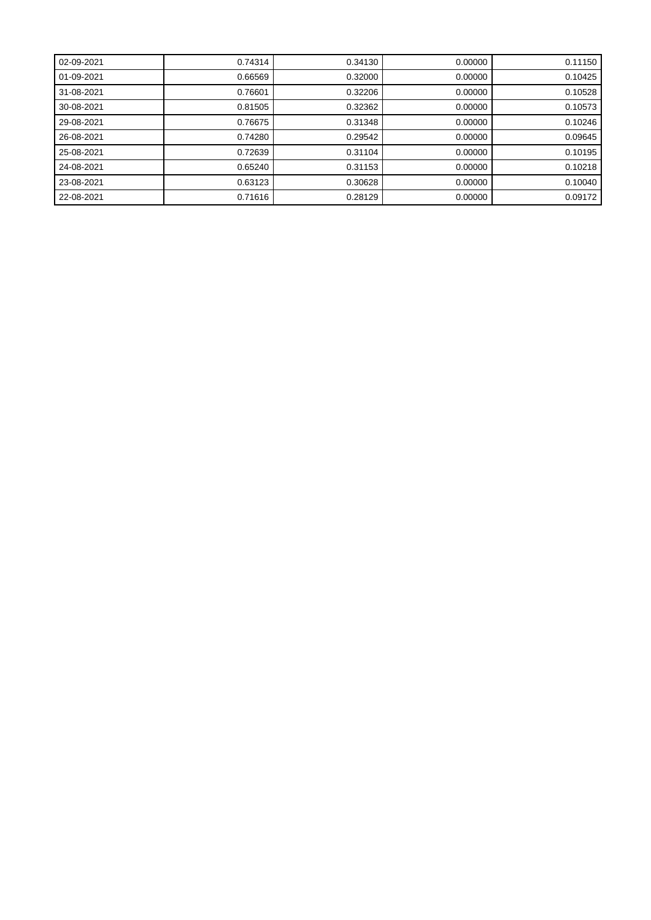| | | | | |
|---|---|---|---|---|
| 02-09-2021 | 0.74314 | 0.34130 | 0.00000 | 0.11150 |
| 01-09-2021 | 0.66569 | 0.32000 | 0.00000 | 0.10425 |
| 31-08-2021 | 0.76601 | 0.32206 | 0.00000 | 0.10528 |
| 30-08-2021 | 0.81505 | 0.32362 | 0.00000 | 0.10573 |
| 29-08-2021 | 0.76675 | 0.31348 | 0.00000 | 0.10246 |
| 26-08-2021 | 0.74280 | 0.29542 | 0.00000 | 0.09645 |
| 25-08-2021 | 0.72639 | 0.31104 | 0.00000 | 0.10195 |
| 24-08-2021 | 0.65240 | 0.31153 | 0.00000 | 0.10218 |
| 23-08-2021 | 0.63123 | 0.30628 | 0.00000 | 0.10040 |
| 22-08-2021 | 0.71616 | 0.28129 | 0.00000 | 0.09172 |